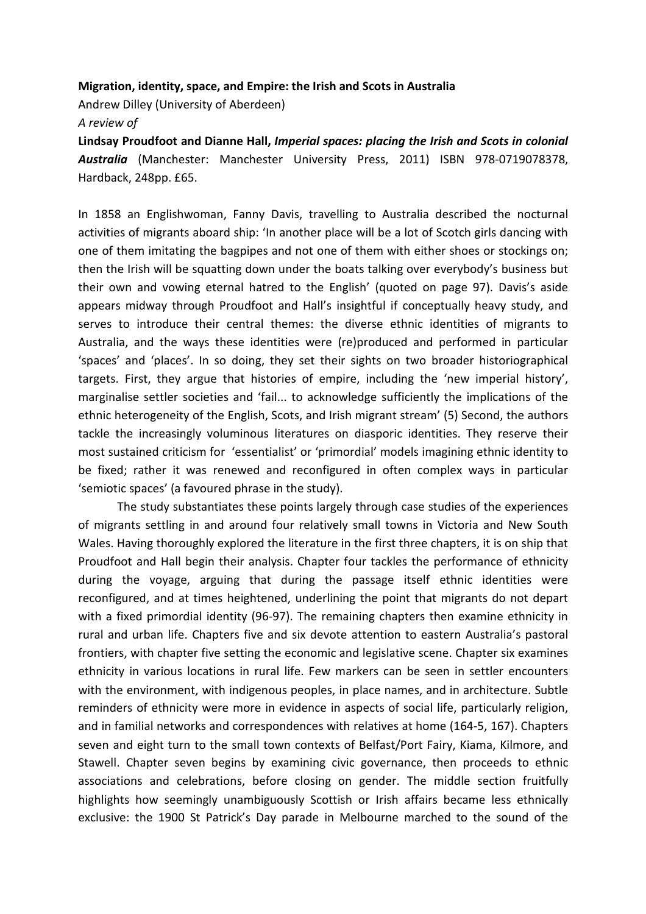**Migration, identity, space, and Empire: the Irish and Scots in Australia**

Andrew Dilley (University of Aberdeen)

*A review of*

**Lindsay Proudfoot and Dianne Hall, *Imperial spaces: placing the Irish and Scots in colonial Australia*** (Manchester: Manchester University Press, 2011) ISBN 978-0719078378, Hardback, 248pp. £65.

In 1858 an Englishwoman, Fanny Davis, travelling to Australia described the nocturnal activities of migrants aboard ship: 'In another place will be a lot of Scotch girls dancing with one of them imitating the bagpipes and not one of them with either shoes or stockings on; then the Irish will be squatting down under the boats talking over everybody's business but their own and vowing eternal hatred to the English' (quoted on page 97). Davis's aside appears midway through Proudfoot and Hall's insightful if conceptually heavy study, and serves to introduce their central themes: the diverse ethnic identities of migrants to Australia, and the ways these identities were (re)produced and performed in particular 'spaces' and 'places'. In so doing, they set their sights on two broader historiographical targets. First, they argue that histories of empire, including the 'new imperial history', marginalise settler societies and 'fail... to acknowledge sufficiently the implications of the ethnic heterogeneity of the English, Scots, and Irish migrant stream' (5) Second, the authors tackle the increasingly voluminous literatures on diasporic identities. They reserve their most sustained criticism for 'essentialist' or 'primordial' models imagining ethnic identity to be fixed; rather it was renewed and reconfigured in often complex ways in particular 'semiotic spaces' (a favoured phrase in the study).

The study substantiates these points largely through case studies of the experiences of migrants settling in and around four relatively small towns in Victoria and New South Wales. Having thoroughly explored the literature in the first three chapters, it is on ship that Proudfoot and Hall begin their analysis. Chapter four tackles the performance of ethnicity during the voyage, arguing that during the passage itself ethnic identities were reconfigured, and at times heightened, underlining the point that migrants do not depart with a fixed primordial identity (96-97). The remaining chapters then examine ethnicity in rural and urban life. Chapters five and six devote attention to eastern Australia's pastoral frontiers, with chapter five setting the economic and legislative scene. Chapter six examines ethnicity in various locations in rural life. Few markers can be seen in settler encounters with the environment, with indigenous peoples, in place names, and in architecture. Subtle reminders of ethnicity were more in evidence in aspects of social life, particularly religion, and in familial networks and correspondences with relatives at home (164-5, 167). Chapters seven and eight turn to the small town contexts of Belfast/Port Fairy, Kiama, Kilmore, and Stawell. Chapter seven begins by examining civic governance, then proceeds to ethnic associations and celebrations, before closing on gender. The middle section fruitfully highlights how seemingly unambiguously Scottish or Irish affairs became less ethnically exclusive: the 1900 St Patrick's Day parade in Melbourne marched to the sound of the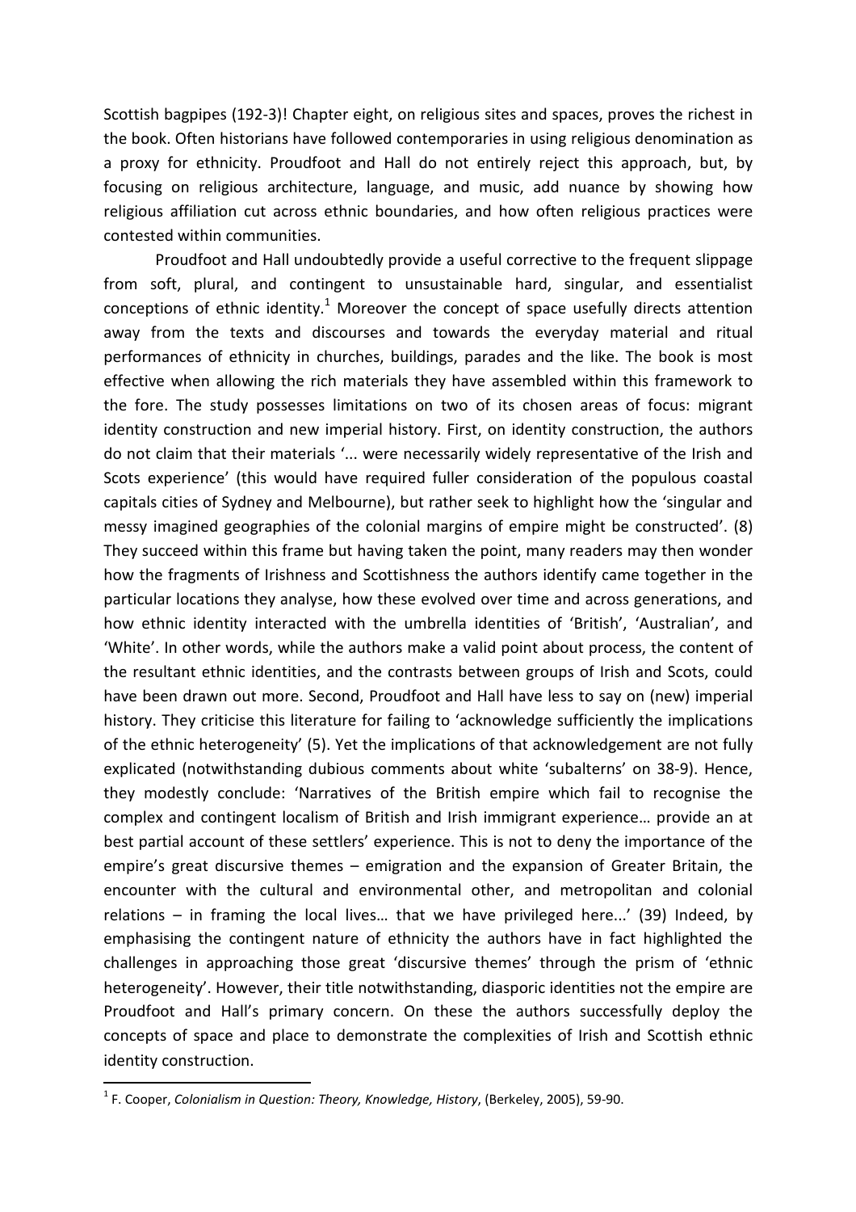Scottish bagpipes (192-3)! Chapter eight, on religious sites and spaces, proves the richest in the book. Often historians have followed contemporaries in using religious denomination as a proxy for ethnicity. Proudfoot and Hall do not entirely reject this approach, but, by focusing on religious architecture, language, and music, add nuance by showing how religious affiliation cut across ethnic boundaries, and how often religious practices were contested within communities.

Proudfoot and Hall undoubtedly provide a useful corrective to the frequent slippage from soft, plural, and contingent to unsustainable hard, singular, and essentialist conceptions of ethnic identity.[1] Moreover the concept of space usefully directs attention away from the texts and discourses and towards the everyday material and ritual performances of ethnicity in churches, buildings, parades and the like. The book is most effective when allowing the rich materials they have assembled within this framework to the fore. The study possesses limitations on two of its chosen areas of focus: migrant identity construction and new imperial history. First, on identity construction, the authors do not claim that their materials '... were necessarily widely representative of the Irish and Scots experience' (this would have required fuller consideration of the populous coastal capitals cities of Sydney and Melbourne), but rather seek to highlight how the 'singular and messy imagined geographies of the colonial margins of empire might be constructed'. (8) They succeed within this frame but having taken the point, many readers may then wonder how the fragments of Irishness and Scottishness the authors identify came together in the particular locations they analyse, how these evolved over time and across generations, and how ethnic identity interacted with the umbrella identities of 'British', 'Australian', and 'White'. In other words, while the authors make a valid point about process, the content of the resultant ethnic identities, and the contrasts between groups of Irish and Scots, could have been drawn out more. Second, Proudfoot and Hall have less to say on (new) imperial history. They criticise this literature for failing to 'acknowledge sufficiently the implications of the ethnic heterogeneity' (5). Yet the implications of that acknowledgement are not fully explicated (notwithstanding dubious comments about white 'subalterns' on 38-9). Hence, they modestly conclude: 'Narratives of the British empire which fail to recognise the complex and contingent localism of British and Irish immigrant experience… provide an at best partial account of these settlers' experience. This is not to deny the importance of the empire's great discursive themes – emigration and the expansion of Greater Britain, the encounter with the cultural and environmental other, and metropolitan and colonial relations – in framing the local lives… that we have privileged here...' (39) Indeed, by emphasising the contingent nature of ethnicity the authors have in fact highlighted the challenges in approaching those great 'discursive themes' through the prism of 'ethnic heterogeneity'. However, their title notwithstanding, diasporic identities not the empire are Proudfoot and Hall's primary concern. On these the authors successfully deploy the concepts of space and place to demonstrate the complexities of Irish and Scottish ethnic identity construction.

---

[1] F. Cooper, *Colonialism in Question: Theory, Knowledge, History*, (Berkeley, 2005), 59-90.